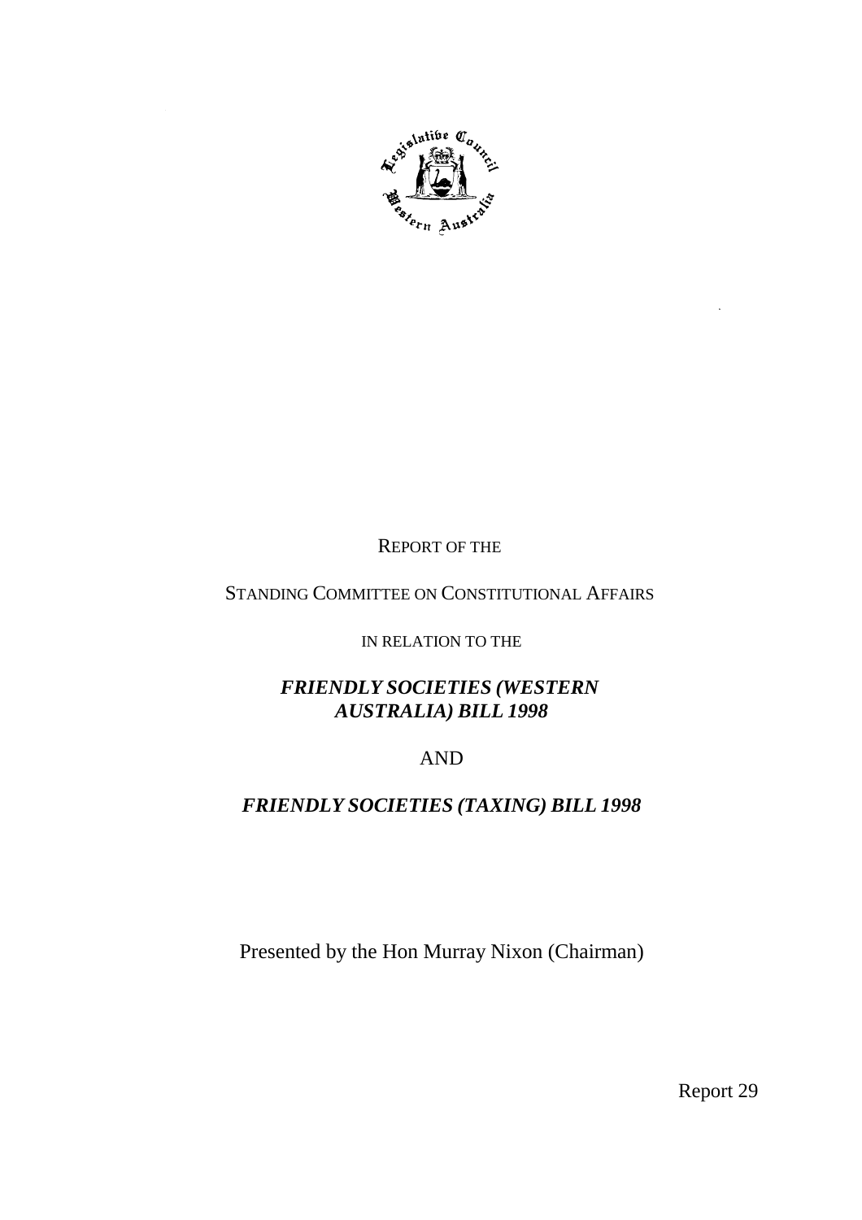REPORT OF THE

STANDING COMMITTEE ON CONSTITUTIONAL AFFAIRS

IN RELATION TO THE

***FRIENDLY SOCIETIES (WESTERN AUSTRALIA) BILL 1998***

AND

***FRIENDLY SOCIETIES (TAXING) BILL 1998***

Presented by the Hon Murray Nixon (Chairman)

Report 29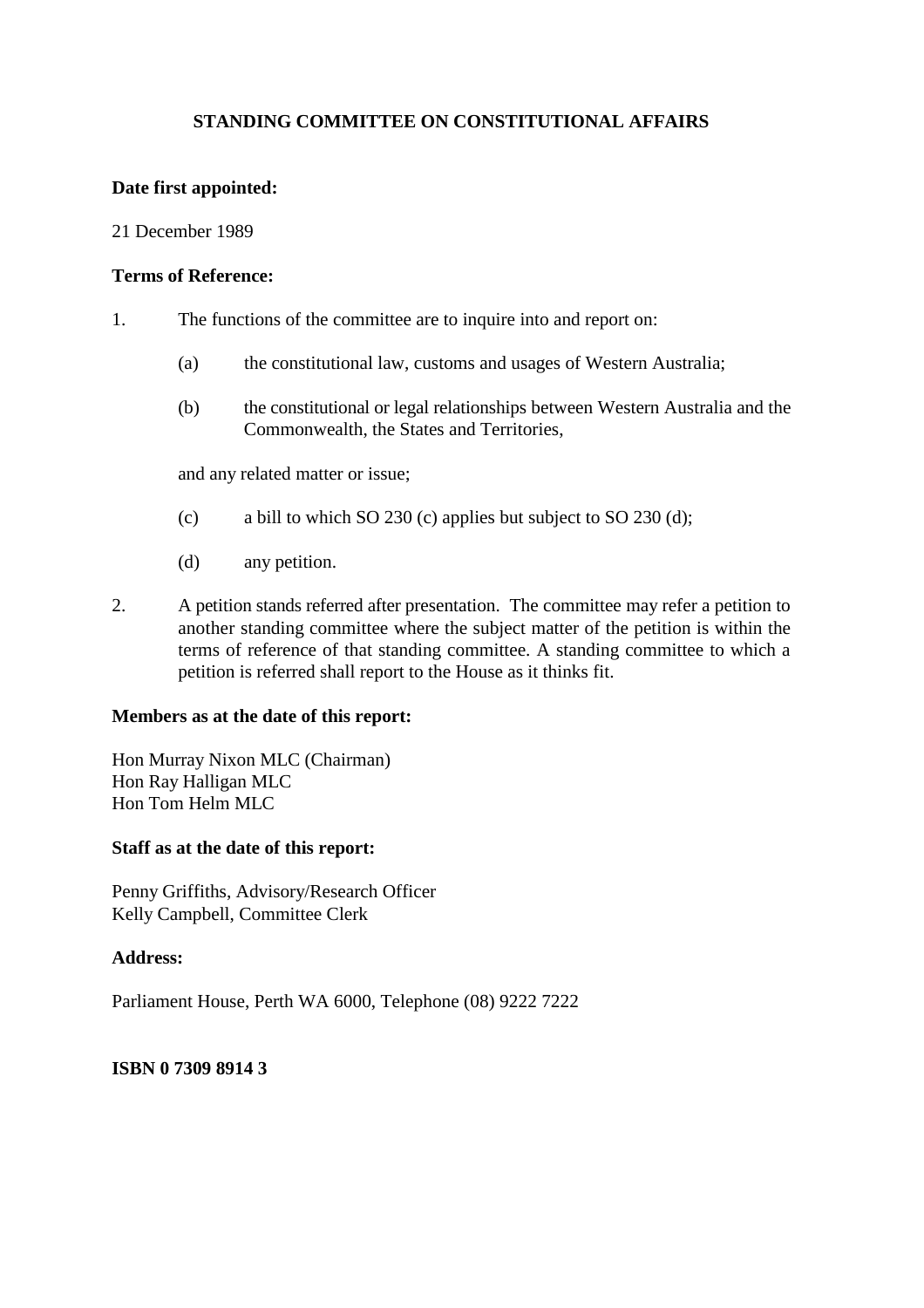# STANDING COMMITTEE ON CONSTITUTIONAL AFFAIRS

**Date first appointed:**

21 December 1989

**Terms of Reference:**

1. The functions of the committee are to inquire into and report on:

   (a) the constitutional law, customs and usages of Western Australia;

   (b) the constitutional or legal relationships between Western Australia and the Commonwealth, the States and Territories,

   and any related matter or issue;

   (c) a bill to which SO 230 (c) applies but subject to SO 230 (d);

   (d) any petition.

2. A petition stands referred after presentation. The committee may refer a petition to another standing committee where the subject matter of the petition is within the terms of reference of that standing committee. A standing committee to which a petition is referred shall report to the House as it thinks fit.

**Members as at the date of this report:**

Hon Murray Nixon MLC (Chairman)
Hon Ray Halligan MLC
Hon Tom Helm MLC

**Staff as at the date of this report:**

Penny Griffiths, Advisory/Research Officer
Kelly Campbell, Committee Clerk

**Address:**

Parliament House, Perth WA 6000, Telephone (08) 9222 7222

**ISBN 0 7309 8914 3**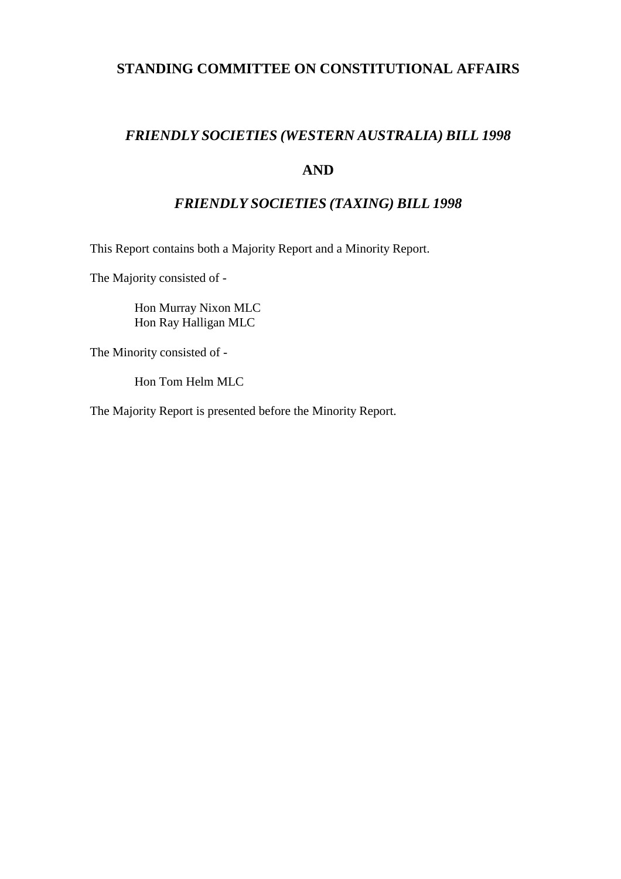# STANDING COMMITTEE ON CONSTITUTIONAL AFFAIRS

## *FRIENDLY SOCIETIES (WESTERN AUSTRALIA) BILL 1998*

## AND

## *FRIENDLY SOCIETIES (TAXING) BILL 1998*

This Report contains both a Majority Report and a Minority Report.

The Majority consisted of -

Hon Murray Nixon MLC  
Hon Ray Halligan MLC

The Minority consisted of -

Hon Tom Helm MLC

The Majority Report is presented before the Minority Report.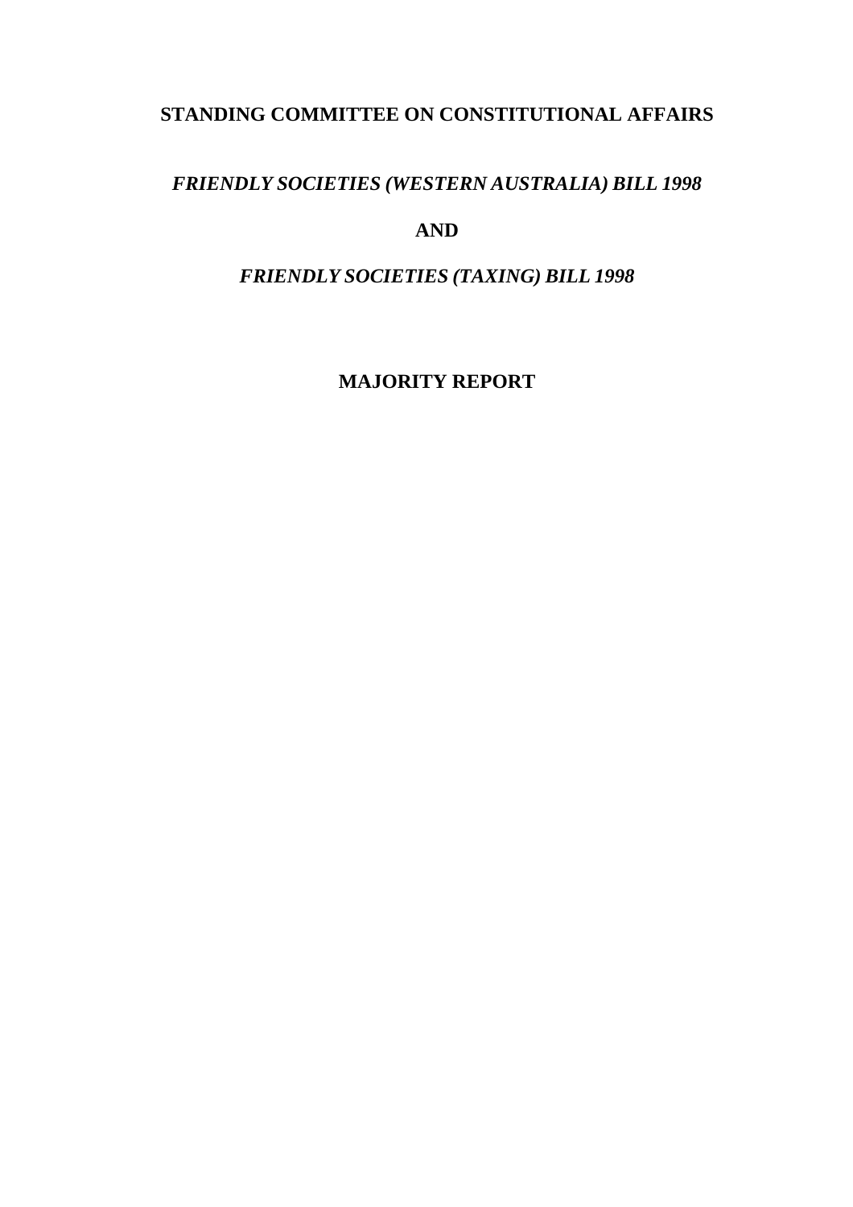# STANDING COMMITTEE ON CONSTITUTIONAL AFFAIRS

## *FRIENDLY SOCIETIES (WESTERN AUSTRALIA) BILL 1998*

## AND

## *FRIENDLY SOCIETIES (TAXING) BILL 1998*

## MAJORITY REPORT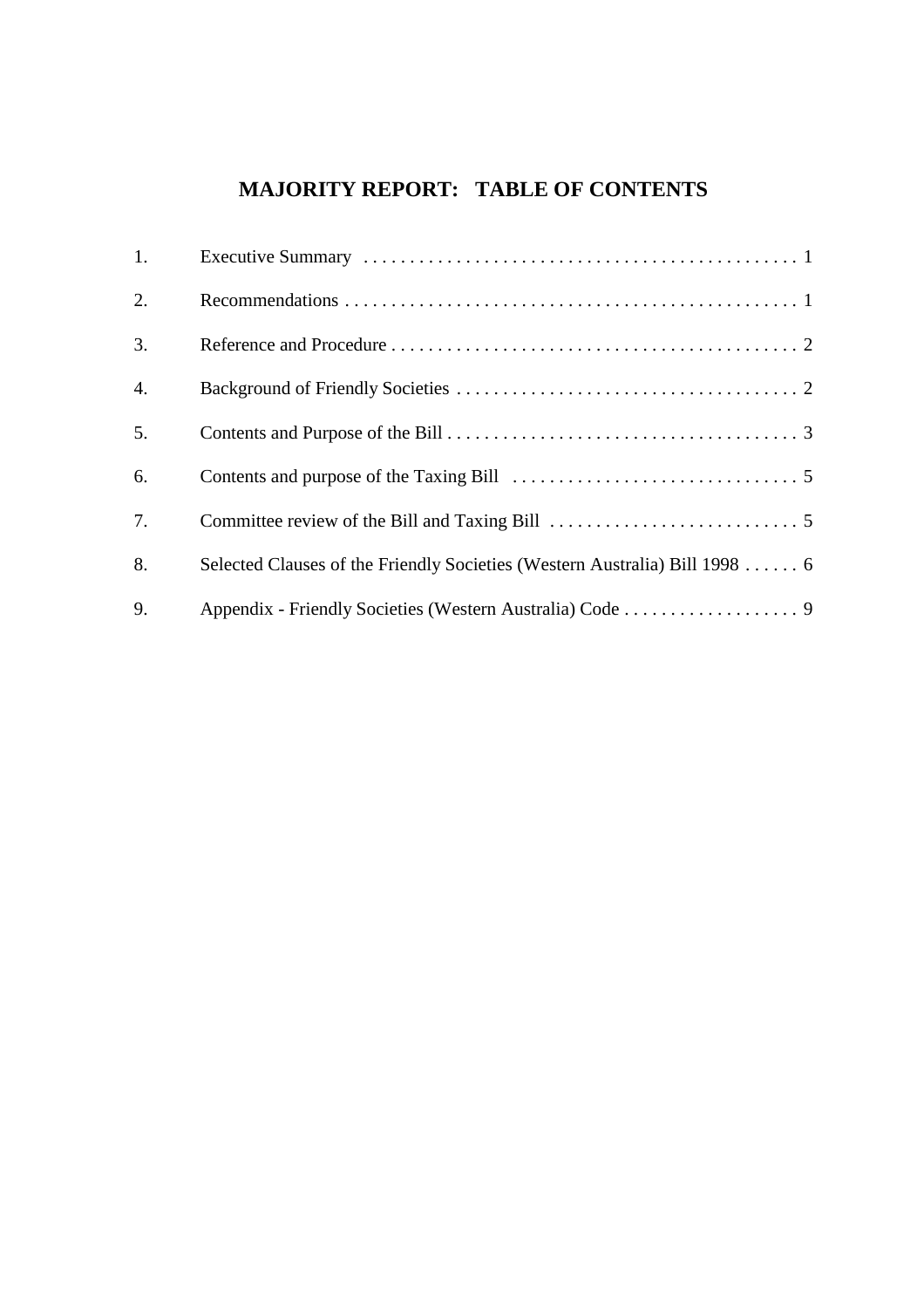# MAJORITY REPORT: TABLE OF CONTENTS

1. Executive Summary . . . . . . . . . . . . . . . . . . . . . . . . . . . . . . . . . . . . . . . . . . . . . . 1
2. Recommendations . . . . . . . . . . . . . . . . . . . . . . . . . . . . . . . . . . . . . . . . . . . . . . . . . 1
3. Reference and Procedure . . . . . . . . . . . . . . . . . . . . . . . . . . . . . . . . . . . . . . . . . . . 2
4. Background of Friendly Societies . . . . . . . . . . . . . . . . . . . . . . . . . . . . . . . . . . . . . 2
5. Contents and Purpose of the Bill . . . . . . . . . . . . . . . . . . . . . . . . . . . . . . . . . . . . . 3
6. Contents and purpose of the Taxing Bill . . . . . . . . . . . . . . . . . . . . . . . . . . . . . . . 5
7. Committee review of the Bill and Taxing Bill . . . . . . . . . . . . . . . . . . . . . . . . . . . 5
8. Selected Clauses of the Friendly Societies (Western Australia) Bill 1998 . . . . . . 6
9. Appendix - Friendly Societies (Western Australia) Code . . . . . . . . . . . . . . . . . . . 9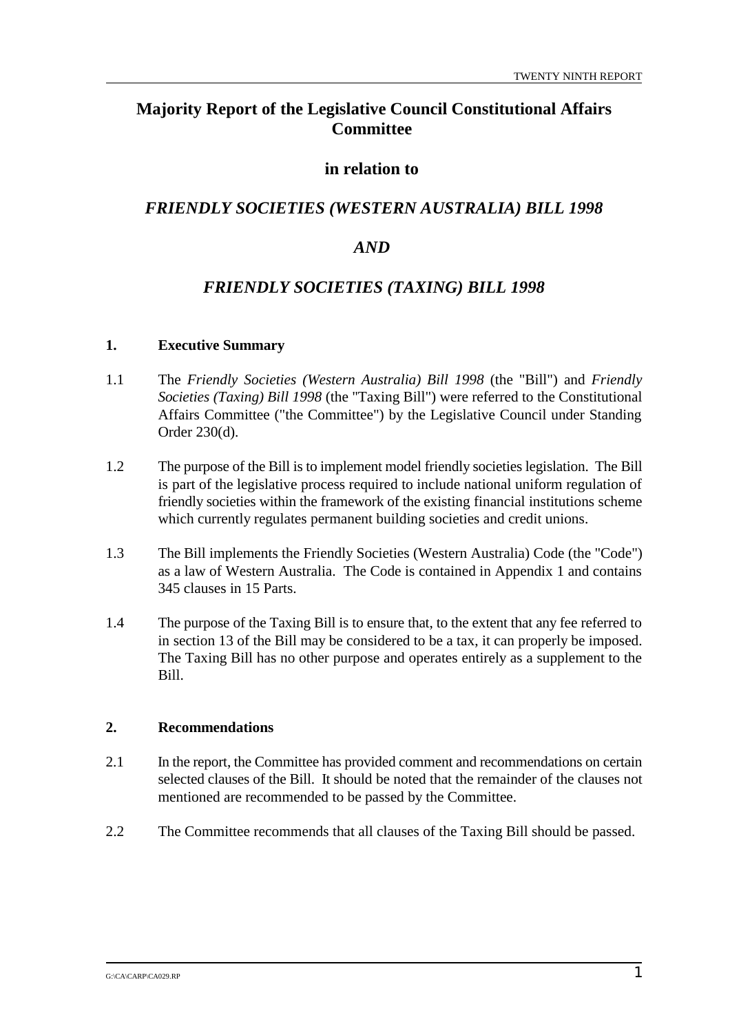# Majority Report of the Legislative Council Constitutional Affairs Committee

## in relation to

## *FRIENDLY SOCIETIES (WESTERN AUSTRALIA) BILL 1998*

## *AND*

## *FRIENDLY SOCIETIES (TAXING) BILL 1998*

### 1. Executive Summary

1.1 The *Friendly Societies (Western Australia) Bill 1998* (the "Bill") and *Friendly Societies (Taxing) Bill 1998* (the "Taxing Bill") were referred to the Constitutional Affairs Committee ("the Committee") by the Legislative Council under Standing Order 230(d).

1.2 The purpose of the Bill is to implement model friendly societies legislation. The Bill is part of the legislative process required to include national uniform regulation of friendly societies within the framework of the existing financial institutions scheme which currently regulates permanent building societies and credit unions.

1.3 The Bill implements the Friendly Societies (Western Australia) Code (the "Code") as a law of Western Australia. The Code is contained in Appendix 1 and contains 345 clauses in 15 Parts.

1.4 The purpose of the Taxing Bill is to ensure that, to the extent that any fee referred to in section 13 of the Bill may be considered to be a tax, it can properly be imposed. The Taxing Bill has no other purpose and operates entirely as a supplement to the Bill.

### 2. Recommendations

2.1 In the report, the Committee has provided comment and recommendations on certain selected clauses of the Bill. It should be noted that the remainder of the clauses not mentioned are recommended to be passed by the Committee.

2.2 The Committee recommends that all clauses of the Taxing Bill should be passed.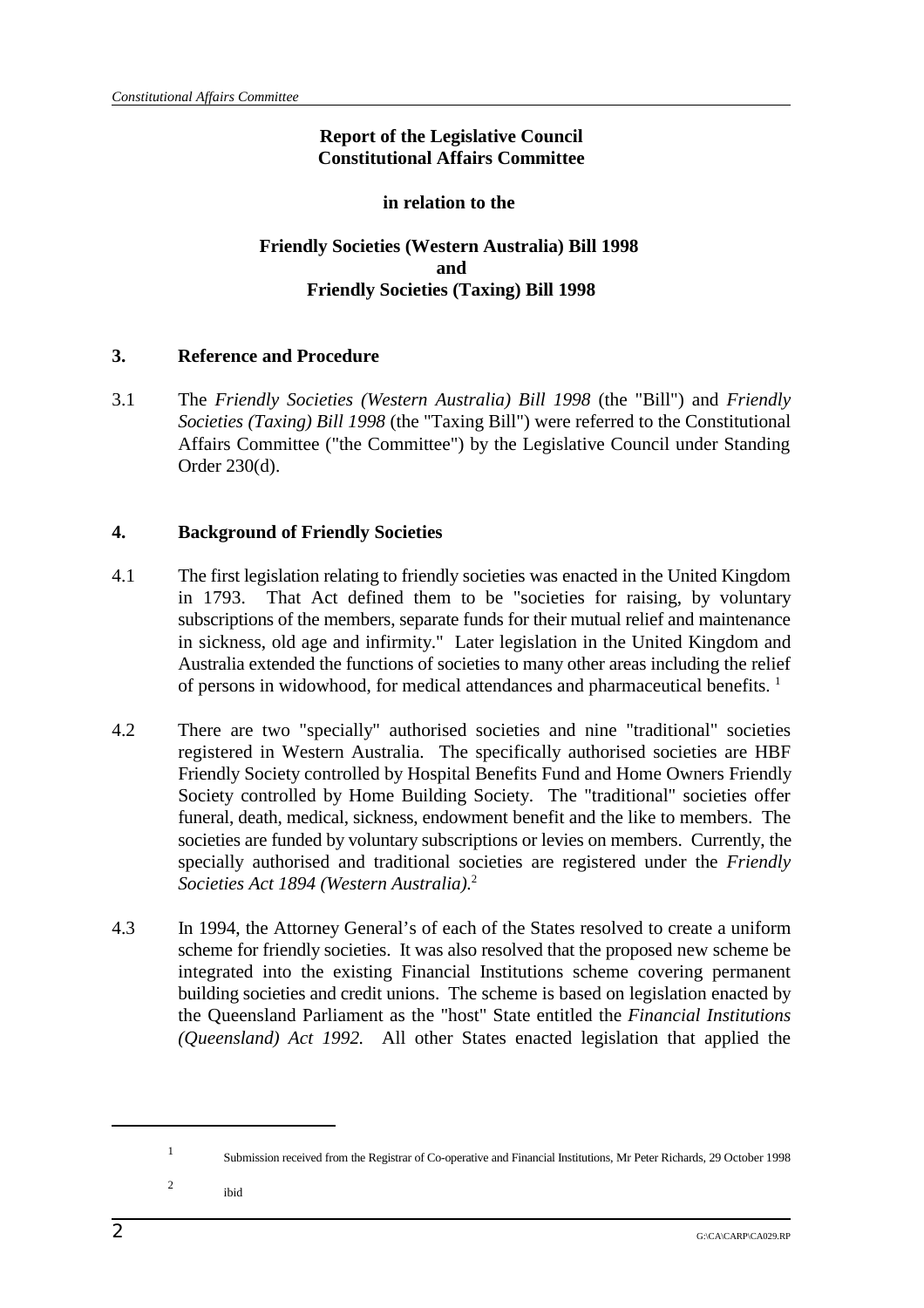**Report of the Legislative Council Constitutional Affairs Committee**

**in relation to the**

**Friendly Societies (Western Australia) Bill 1998 and Friendly Societies (Taxing) Bill 1998**

## 3. Reference and Procedure

3.1 The *Friendly Societies (Western Australia) Bill 1998* (the "Bill") and *Friendly Societies (Taxing) Bill 1998* (the "Taxing Bill") were referred to the Constitutional Affairs Committee ("the Committee") by the Legislative Council under Standing Order 230(d).

## 4. Background of Friendly Societies

4.1 The first legislation relating to friendly societies was enacted in the United Kingdom in 1793. That Act defined them to be "societies for raising, by voluntary subscriptions of the members, separate funds for their mutual relief and maintenance in sickness, old age and infirmity." Later legislation in the United Kingdom and Australia extended the functions of societies to many other areas including the relief of persons in widowhood, for medical attendances and pharmaceutical benefits. [1]

4.2 There are two "specially" authorised societies and nine "traditional" societies registered in Western Australia. The specifically authorised societies are HBF Friendly Society controlled by Hospital Benefits Fund and Home Owners Friendly Society controlled by Home Building Society. The "traditional" societies offer funeral, death, medical, sickness, endowment benefit and the like to members. The societies are funded by voluntary subscriptions or levies on members. Currently, the specially authorised and traditional societies are registered under the *Friendly Societies Act 1894 (Western Australia).*[2]

4.3 In 1994, the Attorney General's of each of the States resolved to create a uniform scheme for friendly societies. It was also resolved that the proposed new scheme be integrated into the existing Financial Institutions scheme covering permanent building societies and credit unions. The scheme is based on legislation enacted by the Queensland Parliament as the "host" State entitled the *Financial Institutions (Queensland) Act 1992.* All other States enacted legislation that applied the

---

[1] Submission received from the Registrar of Co-operative and Financial Institutions, Mr Peter Richards, 29 October 1998

[2] ibid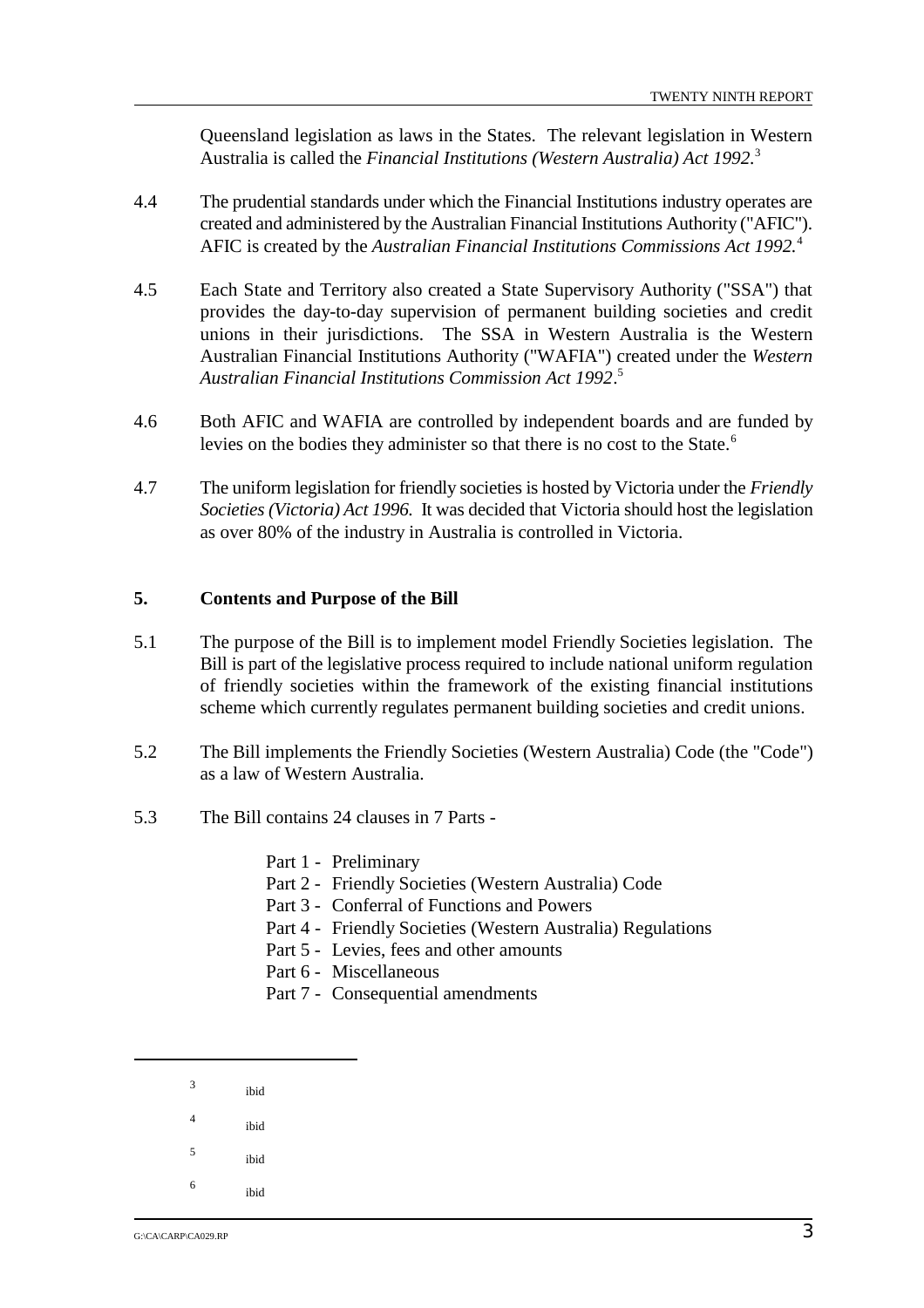Queensland legislation as laws in the States. The relevant legislation in Western Australia is called the *Financial Institutions (Western Australia) Act 1992*.[3]

4.4 The prudential standards under which the Financial Institutions industry operates are created and administered by the Australian Financial Institutions Authority ("AFIC"). AFIC is created by the *Australian Financial Institutions Commissions Act 1992.*[4]

4.5 Each State and Territory also created a State Supervisory Authority ("SSA") that provides the day-to-day supervision of permanent building societies and credit unions in their jurisdictions. The SSA in Western Australia is the Western Australian Financial Institutions Authority ("WAFIA") created under the *Western Australian Financial Institutions Commission Act 1992*.[5]

4.6 Both AFIC and WAFIA are controlled by independent boards and are funded by levies on the bodies they administer so that there is no cost to the State.[6]

4.7 The uniform legislation for friendly societies is hosted by Victoria under the *Friendly Societies (Victoria) Act 1996.* It was decided that Victoria should host the legislation as over 80% of the industry in Australia is controlled in Victoria.

## 5. Contents and Purpose of the Bill

5.1 The purpose of the Bill is to implement model Friendly Societies legislation. The Bill is part of the legislative process required to include national uniform regulation of friendly societies within the framework of the existing financial institutions scheme which currently regulates permanent building societies and credit unions.

5.2 The Bill implements the Friendly Societies (Western Australia) Code (the "Code") as a law of Western Australia.

5.3 The Bill contains 24 clauses in 7 Parts -

- Part 1 - Preliminary
- Part 2 - Friendly Societies (Western Australia) Code
- Part 3 - Conferral of Functions and Powers
- Part 4 - Friendly Societies (Western Australia) Regulations
- Part 5 - Levies, fees and other amounts
- Part 6 - Miscellaneous
- Part 7 - Consequential amendments

---

[3] ibid

[4] ibid

[5] ibid

[6] ibid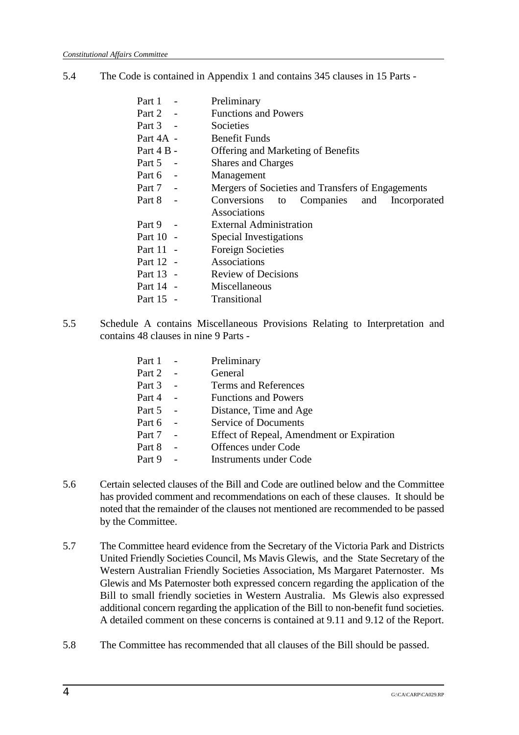5.4 The Code is contained in Appendix 1 and contains 345 clauses in 15 Parts -

| | |
|---|---|
| Part 1 - | Preliminary |
| Part 2 - | Functions and Powers |
| Part 3 - | Societies |
| Part 4A - | Benefit Funds |
| Part 4 B - | Offering and Marketing of Benefits |
| Part 5 - | Shares and Charges |
| Part 6 - | Management |
| Part 7 - | Mergers of Societies and Transfers of Engagements |
| Part 8 - | Conversions to Companies and Incorporated Associations |
| Part 9 - | External Administration |
| Part 10 - | Special Investigations |
| Part 11 - | Foreign Societies |
| Part 12 - | Associations |
| Part 13 - | Review of Decisions |
| Part 14 - | Miscellaneous |
| Part 15 - | Transitional |

5.5 Schedule A contains Miscellaneous Provisions Relating to Interpretation and contains 48 clauses in nine 9 Parts -

| | |
|---|---|
| Part 1 - | Preliminary |
| Part 2 - | General |
| Part 3 - | Terms and References |
| Part 4 - | Functions and Powers |
| Part 5 - | Distance, Time and Age |
| Part 6 - | Service of Documents |
| Part 7 - | Effect of Repeal, Amendment or Expiration |
| Part 8 - | Offences under Code |
| Part 9 - | Instruments under Code |

5.6 Certain selected clauses of the Bill and Code are outlined below and the Committee has provided comment and recommendations on each of these clauses. It should be noted that the remainder of the clauses not mentioned are recommended to be passed by the Committee.

5.7 The Committee heard evidence from the Secretary of the Victoria Park and Districts United Friendly Societies Council, Ms Mavis Glewis, and the State Secretary of the Western Australian Friendly Societies Association, Ms Margaret Paternoster. Ms Glewis and Ms Paternoster both expressed concern regarding the application of the Bill to small friendly societies in Western Australia. Ms Glewis also expressed additional concern regarding the application of the Bill to non-benefit fund societies. A detailed comment on these concerns is contained at 9.11 and 9.12 of the Report.

5.8 The Committee has recommended that all clauses of the Bill should be passed.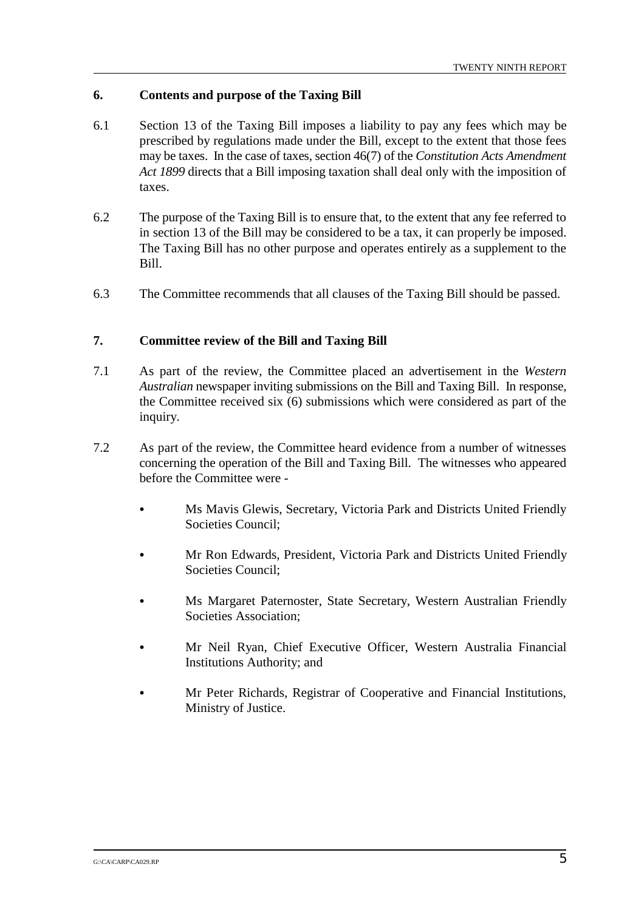## 6. Contents and purpose of the Taxing Bill

6.1 Section 13 of the Taxing Bill imposes a liability to pay any fees which may be prescribed by regulations made under the Bill, except to the extent that those fees may be taxes. In the case of taxes, section 46(7) of the *Constitution Acts Amendment Act 1899* directs that a Bill imposing taxation shall deal only with the imposition of taxes.

6.2 The purpose of the Taxing Bill is to ensure that, to the extent that any fee referred to in section 13 of the Bill may be considered to be a tax, it can properly be imposed. The Taxing Bill has no other purpose and operates entirely as a supplement to the Bill.

6.3 The Committee recommends that all clauses of the Taxing Bill should be passed.

## 7. Committee review of the Bill and Taxing Bill

7.1 As part of the review, the Committee placed an advertisement in the *Western Australian* newspaper inviting submissions on the Bill and Taxing Bill. In response, the Committee received six (6) submissions which were considered as part of the inquiry.

7.2 As part of the review, the Committee heard evidence from a number of witnesses concerning the operation of the Bill and Taxing Bill. The witnesses who appeared before the Committee were -

- Ms Mavis Glewis, Secretary, Victoria Park and Districts United Friendly Societies Council;
- Mr Ron Edwards, President, Victoria Park and Districts United Friendly Societies Council;
- Ms Margaret Paternoster, State Secretary, Western Australian Friendly Societies Association;
- Mr Neil Ryan, Chief Executive Officer, Western Australia Financial Institutions Authority; and
- Mr Peter Richards, Registrar of Cooperative and Financial Institutions, Ministry of Justice.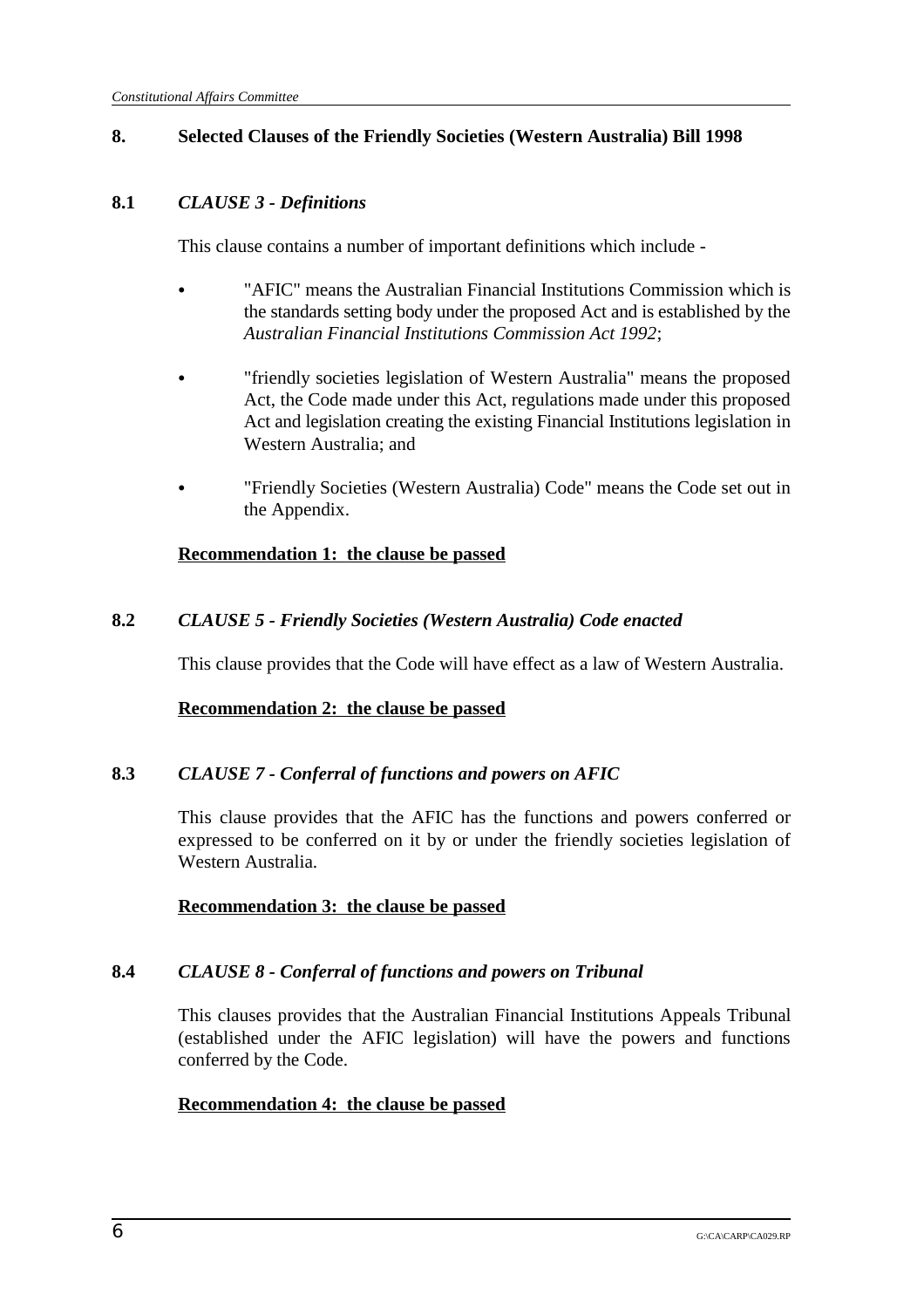## 8. Selected Clauses of the Friendly Societies (Western Australia) Bill 1998

### 8.1 *CLAUSE 3 - Definitions*

This clause contains a number of important definitions which include -

- "AFIC" means the Australian Financial Institutions Commission which is the standards setting body under the proposed Act and is established by the *Australian Financial Institutions Commission Act 1992*;
- "friendly societies legislation of Western Australia" means the proposed Act, the Code made under this Act, regulations made under this proposed Act and legislation creating the existing Financial Institutions legislation in Western Australia; and
- "Friendly Societies (Western Australia) Code" means the Code set out in the Appendix.

**Recommendation 1: the clause be passed**

### 8.2 *CLAUSE 5 - Friendly Societies (Western Australia) Code enacted*

This clause provides that the Code will have effect as a law of Western Australia.

**Recommendation 2: the clause be passed**

### 8.3 *CLAUSE 7 - Conferral of functions and powers on AFIC*

This clause provides that the AFIC has the functions and powers conferred or expressed to be conferred on it by or under the friendly societies legislation of Western Australia.

**Recommendation 3: the clause be passed**

### 8.4 *CLAUSE 8 - Conferral of functions and powers on Tribunal*

This clauses provides that the Australian Financial Institutions Appeals Tribunal (established under the AFIC legislation) will have the powers and functions conferred by the Code.

**Recommendation 4: the clause be passed**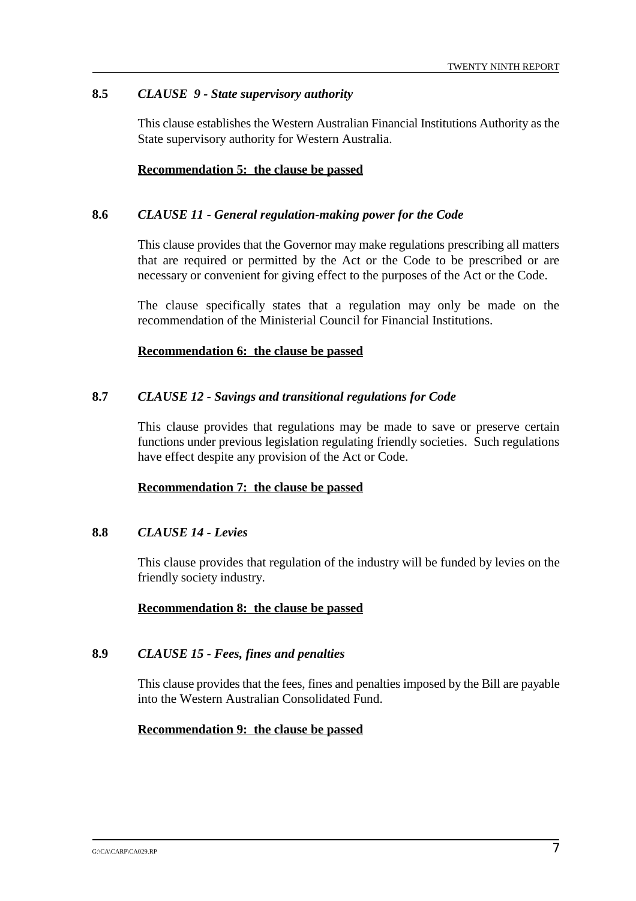### 8.5 *CLAUSE 9 - State supervisory authority*

This clause establishes the Western Australian Financial Institutions Authority as the State supervisory authority for Western Australia.

**<u>Recommendation 5: the clause be passed</u>**

### 8.6 *CLAUSE 11 - General regulation-making power for the Code*

This clause provides that the Governor may make regulations prescribing all matters that are required or permitted by the Act or the Code to be prescribed or are necessary or convenient for giving effect to the purposes of the Act or the Code.

The clause specifically states that a regulation may only be made on the recommendation of the Ministerial Council for Financial Institutions.

**<u>Recommendation 6: the clause be passed</u>**

### 8.7 *CLAUSE 12 - Savings and transitional regulations for Code*

This clause provides that regulations may be made to save or preserve certain functions under previous legislation regulating friendly societies. Such regulations have effect despite any provision of the Act or Code.

**<u>Recommendation 7: the clause be passed</u>**

### 8.8 *CLAUSE 14 - Levies*

This clause provides that regulation of the industry will be funded by levies on the friendly society industry.

**<u>Recommendation 8: the clause be passed</u>**

### 8.9 *CLAUSE 15 - Fees, fines and penalties*

This clause provides that the fees, fines and penalties imposed by the Bill are payable into the Western Australian Consolidated Fund.

**<u>Recommendation 9: the clause be passed</u>**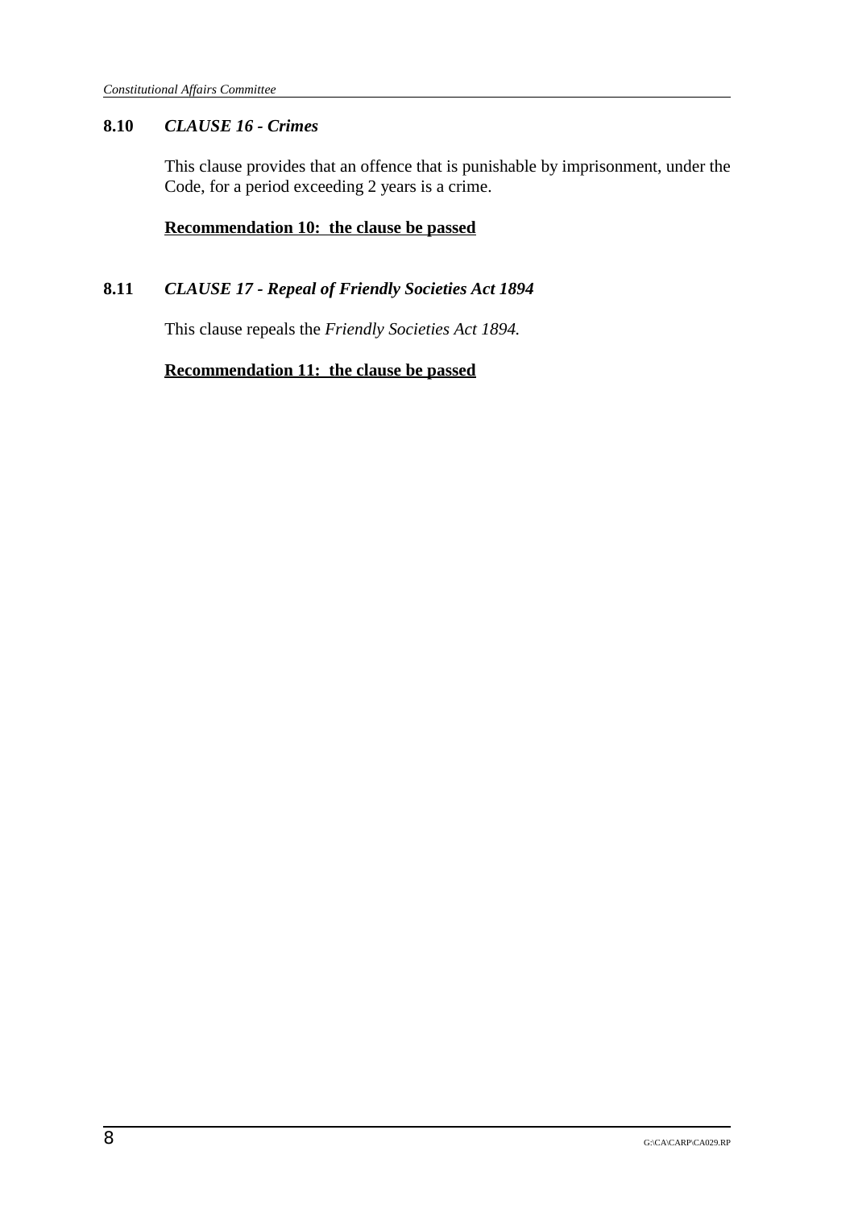### 8.10 *CLAUSE 16 - Crimes*

This clause provides that an offence that is punishable by imprisonment, under the Code, for a period exceeding 2 years is a crime.

**Recommendation 10: the clause be passed**

### 8.11 *CLAUSE 17 - Repeal of Friendly Societies Act 1894*

This clause repeals the *Friendly Societies Act 1894.*

**Recommendation 11: the clause be passed**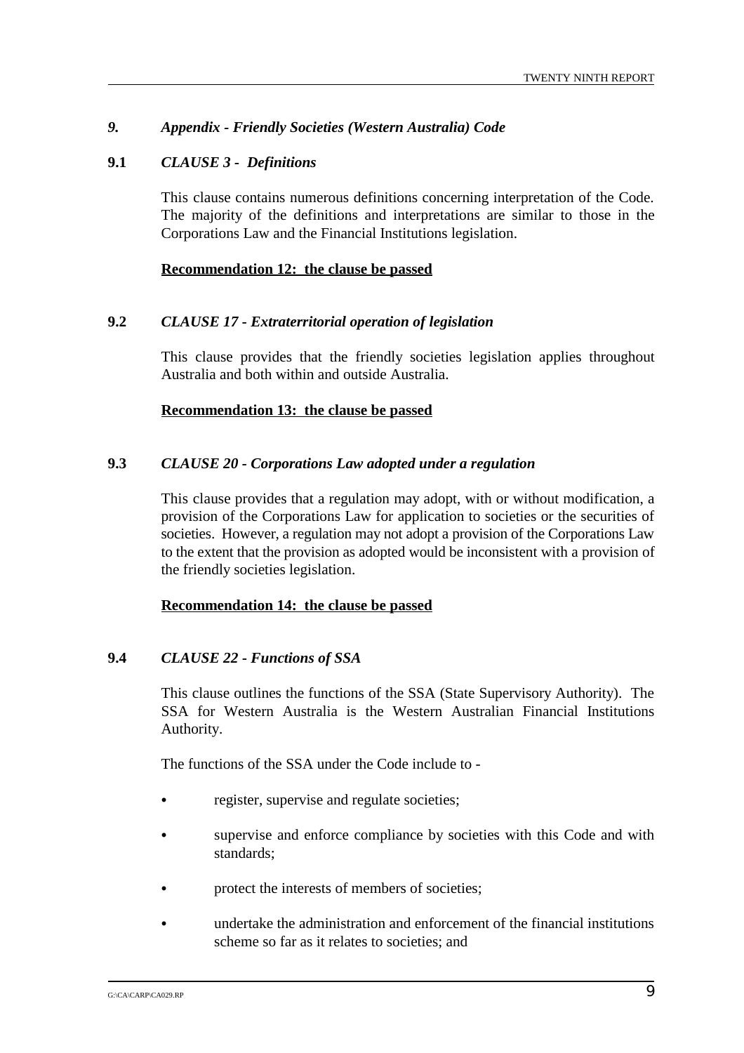## *9. Appendix - Friendly Societies (Western Australia) Code*

### 9.1 *CLAUSE 3 - Definitions*

This clause contains numerous definitions concerning interpretation of the Code. The majority of the definitions and interpretations are similar to those in the Corporations Law and the Financial Institutions legislation.

**Recommendation 12: the clause be passed**

### 9.2 *CLAUSE 17 - Extraterritorial operation of legislation*

This clause provides that the friendly societies legislation applies throughout Australia and both within and outside Australia.

**Recommendation 13: the clause be passed**

### 9.3 *CLAUSE 20 - Corporations Law adopted under a regulation*

This clause provides that a regulation may adopt, with or without modification, a provision of the Corporations Law for application to societies or the securities of societies. However, a regulation may not adopt a provision of the Corporations Law to the extent that the provision as adopted would be inconsistent with a provision of the friendly societies legislation.

**Recommendation 14: the clause be passed**

### 9.4 *CLAUSE 22 - Functions of SSA*

This clause outlines the functions of the SSA (State Supervisory Authority). The SSA for Western Australia is the Western Australian Financial Institutions Authority.

The functions of the SSA under the Code include to -

- register, supervise and regulate societies;
- supervise and enforce compliance by societies with this Code and with standards;
- protect the interests of members of societies;
- undertake the administration and enforcement of the financial institutions scheme so far as it relates to societies; and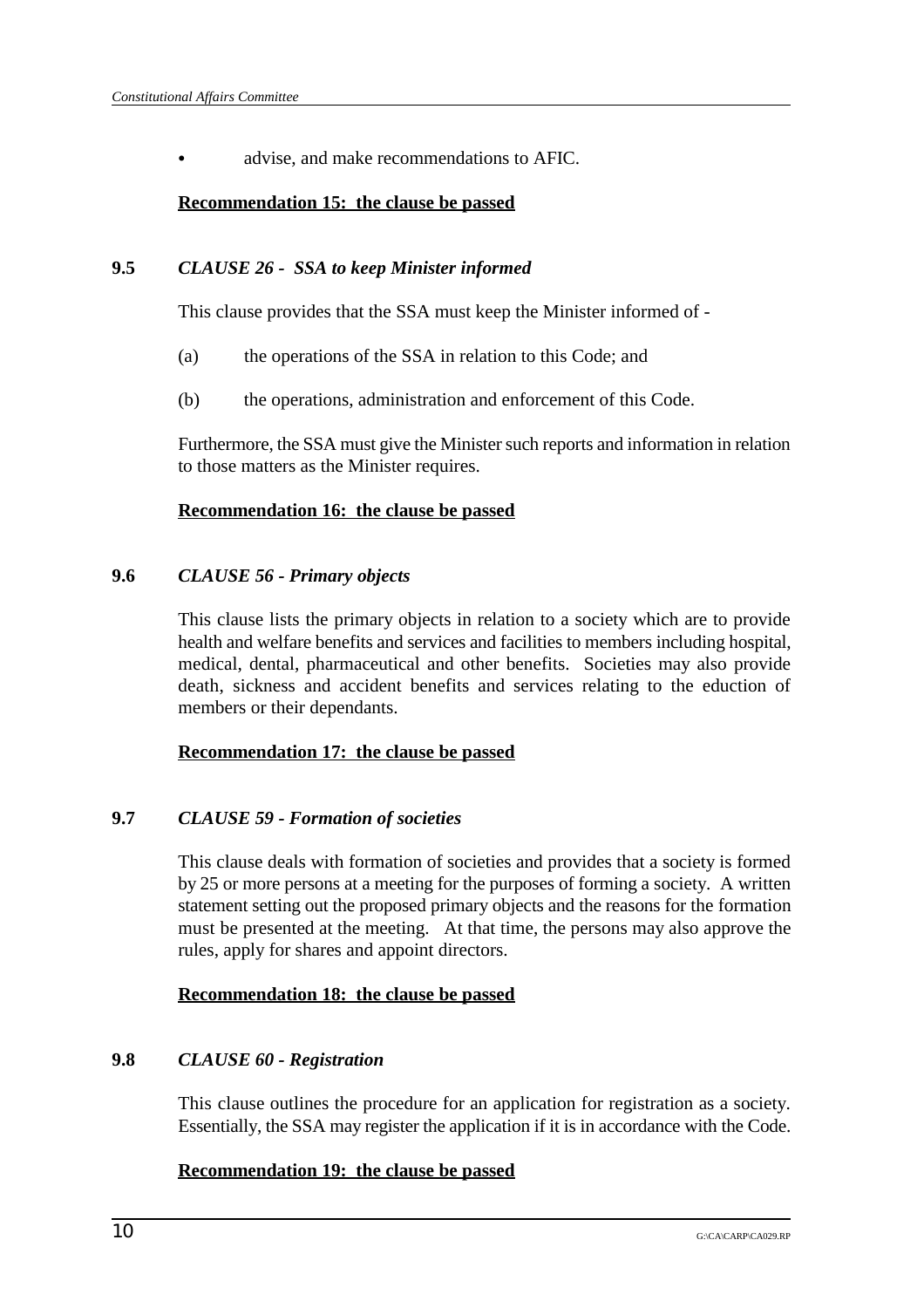- advise, and make recommendations to AFIC.

**Recommendation 15: the clause be passed**

### 9.5 *CLAUSE 26 - SSA to keep Minister informed*

This clause provides that the SSA must keep the Minister informed of -

(a) the operations of the SSA in relation to this Code; and

(b) the operations, administration and enforcement of this Code.

Furthermore, the SSA must give the Minister such reports and information in relation to those matters as the Minister requires.

**Recommendation 16: the clause be passed**

### 9.6 *CLAUSE 56 - Primary objects*

This clause lists the primary objects in relation to a society which are to provide health and welfare benefits and services and facilities to members including hospital, medical, dental, pharmaceutical and other benefits. Societies may also provide death, sickness and accident benefits and services relating to the eduction of members or their dependants.

**Recommendation 17: the clause be passed**

### 9.7 *CLAUSE 59 - Formation of societies*

This clause deals with formation of societies and provides that a society is formed by 25 or more persons at a meeting for the purposes of forming a society. A written statement setting out the proposed primary objects and the reasons for the formation must be presented at the meeting. At that time, the persons may also approve the rules, apply for shares and appoint directors.

**Recommendation 18: the clause be passed**

### 9.8 *CLAUSE 60 - Registration*

This clause outlines the procedure for an application for registration as a society. Essentially, the SSA may register the application if it is in accordance with the Code.

**Recommendation 19: the clause be passed**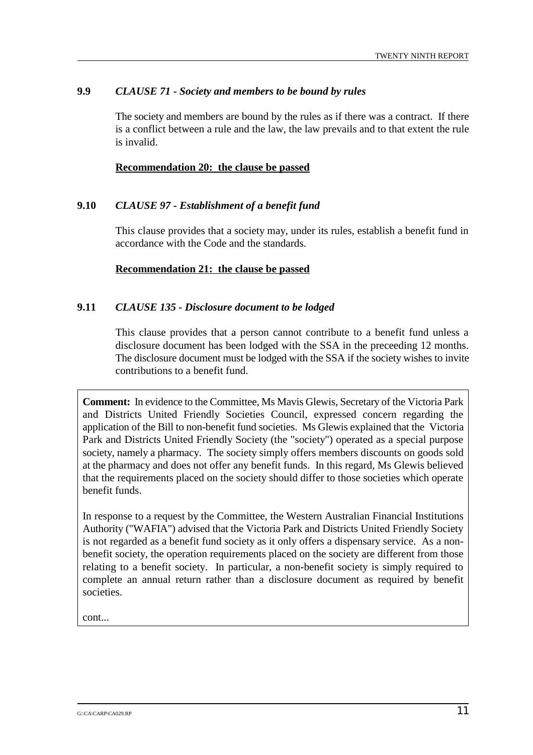### 9.9 *CLAUSE 71 - Society and members to be bound by rules*

The society and members are bound by the rules as if there was a contract. If there is a conflict between a rule and the law, the law prevails and to that extent the rule is invalid.

**Recommendation 20: the clause be passed**

### 9.10 *CLAUSE 97 - Establishment of a benefit fund*

This clause provides that a society may, under its rules, establish a benefit fund in accordance with the Code and the standards.

**Recommendation 21: the clause be passed**

### 9.11 *CLAUSE 135 - Disclosure document to be lodged*

This clause provides that a person cannot contribute to a benefit fund unless a disclosure document has been lodged with the SSA in the preceeding 12 months. The disclosure document must be lodged with the SSA if the society wishes to invite contributions to a benefit fund.

**Comment:** In evidence to the Committee, Ms Mavis Glewis, Secretary of the Victoria Park and Districts United Friendly Societies Council, expressed concern regarding the application of the Bill to non-benefit fund societies. Ms Glewis explained that the Victoria Park and Districts United Friendly Society (the "society") operated as a special purpose society, namely a pharmacy. The society simply offers members discounts on goods sold at the pharmacy and does not offer any benefit funds. In this regard, Ms Glewis believed that the requirements placed on the society should differ to those societies which operate benefit funds.

In response to a request by the Committee, the Western Australian Financial Institutions Authority ("WAFIA") advised that the Victoria Park and Districts United Friendly Society is not regarded as a benefit fund society as it only offers a dispensary service. As a non-benefit society, the operation requirements placed on the society are different from those relating to a benefit society. In particular, a non-benefit society is simply required to complete an annual return rather than a disclosure document as required by benefit societies.

cont...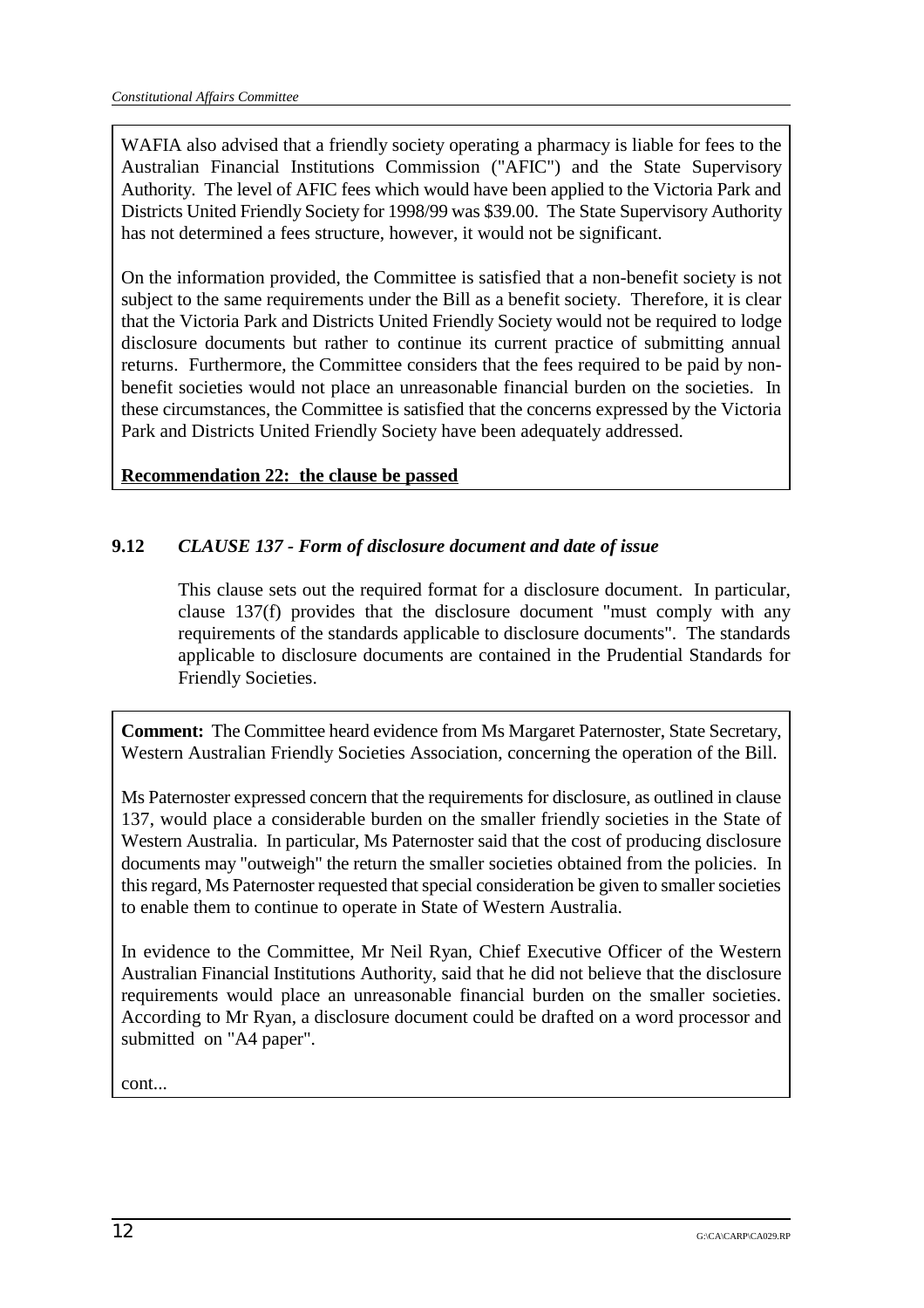WAFIA also advised that a friendly society operating a pharmacy is liable for fees to the Australian Financial Institutions Commission ("AFIC") and the State Supervisory Authority. The level of AFIC fees which would have been applied to the Victoria Park and Districts United Friendly Society for 1998/99 was $39.00. The State Supervisory Authority has not determined a fees structure, however, it would not be significant.

On the information provided, the Committee is satisfied that a non-benefit society is not subject to the same requirements under the Bill as a benefit society. Therefore, it is clear that the Victoria Park and Districts United Friendly Society would not be required to lodge disclosure documents but rather to continue its current practice of submitting annual returns. Furthermore, the Committee considers that the fees required to be paid by non-benefit societies would not place an unreasonable financial burden on the societies. In these circumstances, the Committee is satisfied that the concerns expressed by the Victoria Park and Districts United Friendly Society have been adequately addressed.

**Recommendation 22: the clause be passed**

### 9.12 *CLAUSE 137 - Form of disclosure document and date of issue*

This clause sets out the required format for a disclosure document. In particular, clause 137(f) provides that the disclosure document "must comply with any requirements of the standards applicable to disclosure documents". The standards applicable to disclosure documents are contained in the Prudential Standards for Friendly Societies.

**Comment:** The Committee heard evidence from Ms Margaret Paternoster, State Secretary, Western Australian Friendly Societies Association, concerning the operation of the Bill.

Ms Paternoster expressed concern that the requirements for disclosure, as outlined in clause 137, would place a considerable burden on the smaller friendly societies in the State of Western Australia. In particular, Ms Paternoster said that the cost of producing disclosure documents may "outweigh" the return the smaller societies obtained from the policies. In this regard, Ms Paternoster requested that special consideration be given to smaller societies to enable them to continue to operate in State of Western Australia.

In evidence to the Committee, Mr Neil Ryan, Chief Executive Officer of the Western Australian Financial Institutions Authority, said that he did not believe that the disclosure requirements would place an unreasonable financial burden on the smaller societies. According to Mr Ryan, a disclosure document could be drafted on a word processor and submitted on "A4 paper".

cont...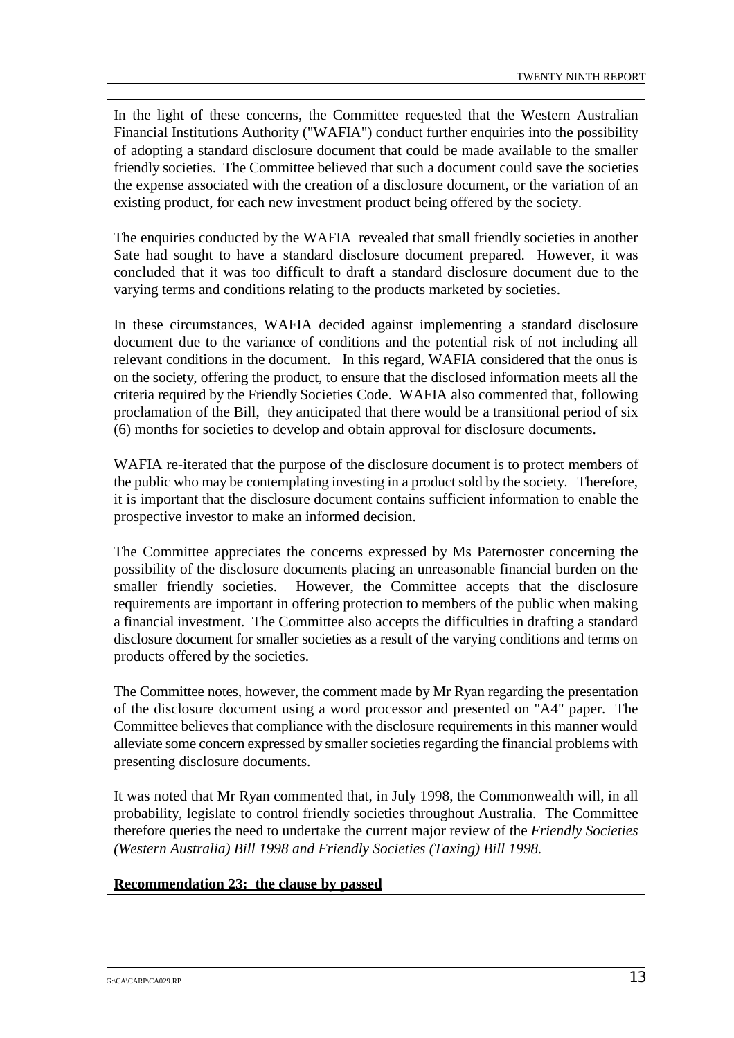In the light of these concerns, the Committee requested that the Western Australian Financial Institutions Authority ("WAFIA") conduct further enquiries into the possibility of adopting a standard disclosure document that could be made available to the smaller friendly societies. The Committee believed that such a document could save the societies the expense associated with the creation of a disclosure document, or the variation of an existing product, for each new investment product being offered by the society.

The enquiries conducted by the WAFIA revealed that small friendly societies in another Sate had sought to have a standard disclosure document prepared. However, it was concluded that it was too difficult to draft a standard disclosure document due to the varying terms and conditions relating to the products marketed by societies.

In these circumstances, WAFIA decided against implementing a standard disclosure document due to the variance of conditions and the potential risk of not including all relevant conditions in the document. In this regard, WAFIA considered that the onus is on the society, offering the product, to ensure that the disclosed information meets all the criteria required by the Friendly Societies Code. WAFIA also commented that, following proclamation of the Bill, they anticipated that there would be a transitional period of six (6) months for societies to develop and obtain approval for disclosure documents.

WAFIA re-iterated that the purpose of the disclosure document is to protect members of the public who may be contemplating investing in a product sold by the society. Therefore, it is important that the disclosure document contains sufficient information to enable the prospective investor to make an informed decision.

The Committee appreciates the concerns expressed by Ms Paternoster concerning the possibility of the disclosure documents placing an unreasonable financial burden on the smaller friendly societies. However, the Committee accepts that the disclosure requirements are important in offering protection to members of the public when making a financial investment. The Committee also accepts the difficulties in drafting a standard disclosure document for smaller societies as a result of the varying conditions and terms on products offered by the societies.

The Committee notes, however, the comment made by Mr Ryan regarding the presentation of the disclosure document using a word processor and presented on "A4" paper. The Committee believes that compliance with the disclosure requirements in this manner would alleviate some concern expressed by smaller societies regarding the financial problems with presenting disclosure documents.

It was noted that Mr Ryan commented that, in July 1998, the Commonwealth will, in all probability, legislate to control friendly societies throughout Australia. The Committee therefore queries the need to undertake the current major review of the *Friendly Societies (Western Australia) Bill 1998 and Friendly Societies (Taxing) Bill 1998.*

**Recommendation 23: the clause by passed**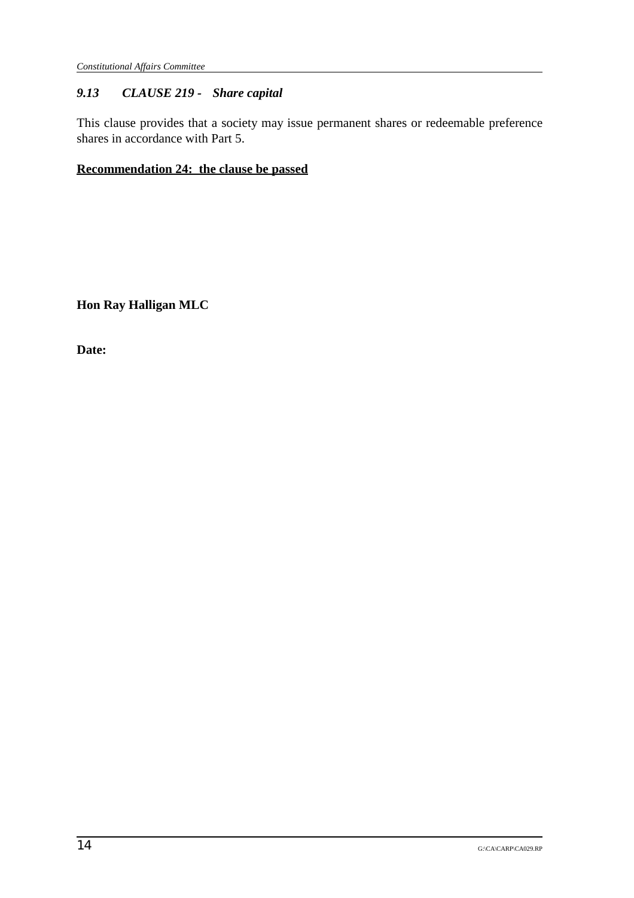### *9.13 CLAUSE 219 - Share capital*

This clause provides that a society may issue permanent shares or redeemable preference shares in accordance with Part 5.

**Recommendation 24: the clause be passed**

**Hon Ray Halligan MLC**

**Date:**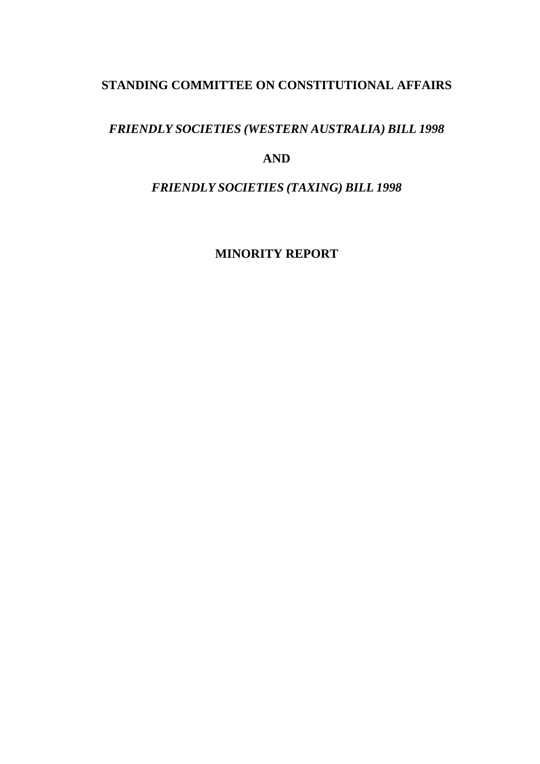# STANDING COMMITTEE ON CONSTITUTIONAL AFFAIRS

## *FRIENDLY SOCIETIES (WESTERN AUSTRALIA) BILL 1998*

## AND

## *FRIENDLY SOCIETIES (TAXING) BILL 1998*

## MINORITY REPORT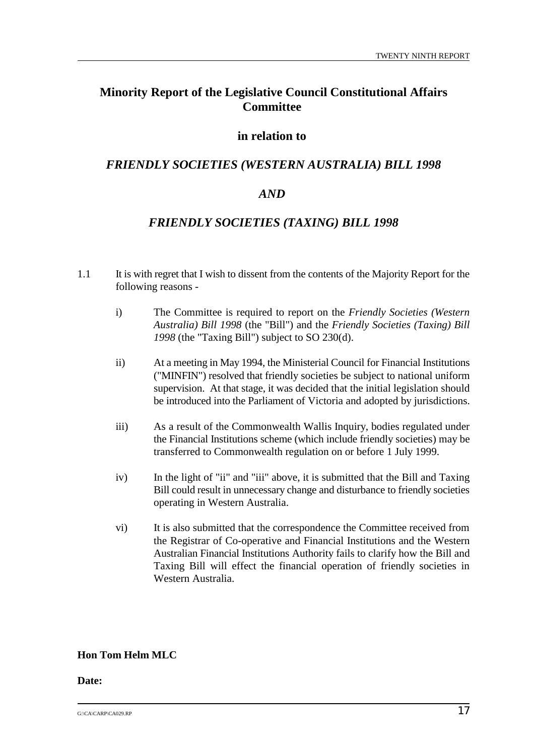# Minority Report of the Legislative Council Constitutional Affairs Committee

## in relation to

## *FRIENDLY SOCIETIES (WESTERN AUSTRALIA) BILL 1998*

## *AND*

## *FRIENDLY SOCIETIES (TAXING) BILL 1998*

1.1 It is with regret that I wish to dissent from the contents of the Majority Report for the following reasons -

i) The Committee is required to report on the *Friendly Societies (Western Australia) Bill 1998* (the "Bill") and the *Friendly Societies (Taxing) Bill 1998* (the "Taxing Bill") subject to SO 230(d).

ii) At a meeting in May 1994, the Ministerial Council for Financial Institutions ("MINFIN") resolved that friendly societies be subject to national uniform supervision. At that stage, it was decided that the initial legislation should be introduced into the Parliament of Victoria and adopted by jurisdictions.

iii) As a result of the Commonwealth Wallis Inquiry, bodies regulated under the Financial Institutions scheme (which include friendly societies) may be transferred to Commonwealth regulation on or before 1 July 1999.

iv) In the light of "ii" and "iii" above, it is submitted that the Bill and Taxing Bill could result in unnecessary change and disturbance to friendly societies operating in Western Australia.

vi) It is also submitted that the correspondence the Committee received from the Registrar of Co-operative and Financial Institutions and the Western Australian Financial Institutions Authority fails to clarify how the Bill and Taxing Bill will effect the financial operation of friendly societies in Western Australia.

**Hon Tom Helm MLC**

**Date:**